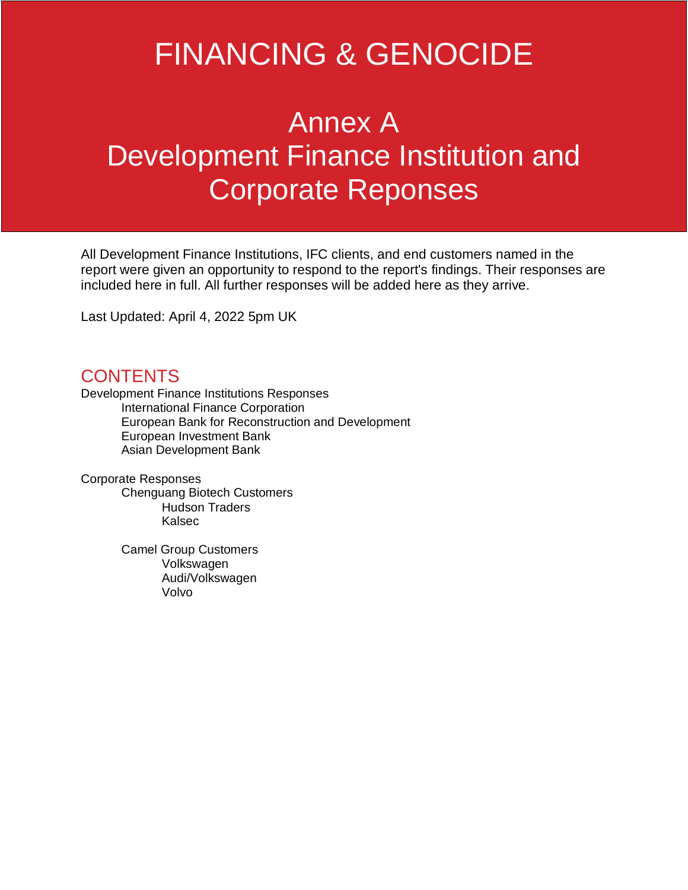# FINANCING & GENOCIDE

# Annex A
# Development Finance Institution and Corporate Reponses

All Development Finance Institutions, IFC clients, and end customers named in the report were given an opportunity to respond to the report's findings. Their responses are included here in full. All further responses will be added here as they arrive.

Last Updated: April 4, 2022 5pm UK

## CONTENTS

- Development Finance Institutions Responses
  - International Finance Corporation
  - European Bank for Reconstruction and Development
  - European Investment Bank
  - Asian Development Bank
- Corporate Responses
  - Chenguang Biotech Customers
    - Hudson Traders
    - Kalsec
  - Camel Group Customers
    - Volkswagen
    - Audi/Volkswagen
    - Volvo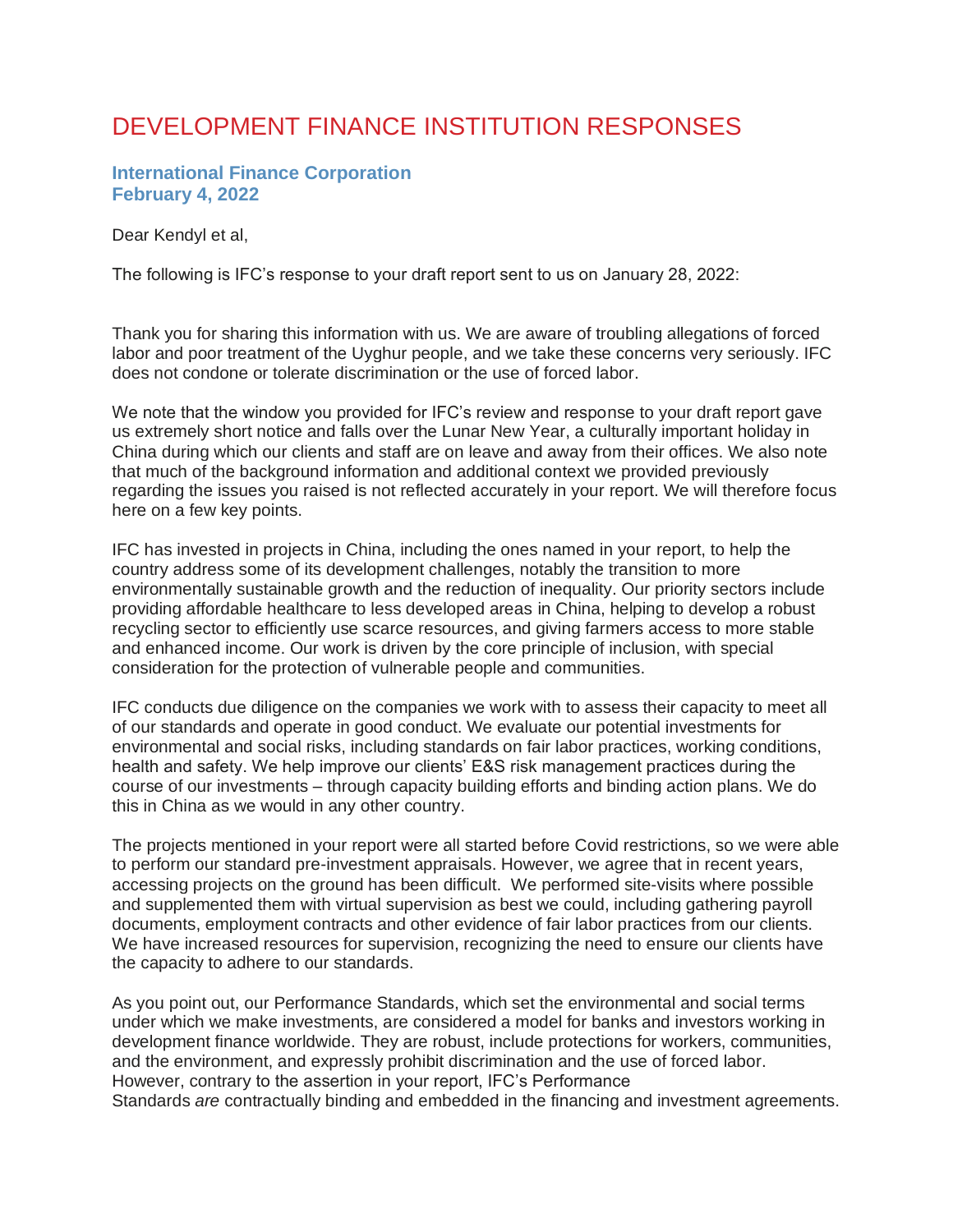# DEVELOPMENT FINANCE INSTITUTION RESPONSES

### International Finance Corporation
### February 4, 2022

Dear Kendyl et al,

The following is IFC's response to your draft report sent to us on January 28, 2022:

Thank you for sharing this information with us. We are aware of troubling allegations of forced labor and poor treatment of the Uyghur people, and we take these concerns very seriously. IFC does not condone or tolerate discrimination or the use of forced labor.

We note that the window you provided for IFC's review and response to your draft report gave us extremely short notice and falls over the Lunar New Year, a culturally important holiday in China during which our clients and staff are on leave and away from their offices. We also note that much of the background information and additional context we provided previously regarding the issues you raised is not reflected accurately in your report. We will therefore focus here on a few key points.

IFC has invested in projects in China, including the ones named in your report, to help the country address some of its development challenges, notably the transition to more environmentally sustainable growth and the reduction of inequality. Our priority sectors include providing affordable healthcare to less developed areas in China, helping to develop a robust recycling sector to efficiently use scarce resources, and giving farmers access to more stable and enhanced income. Our work is driven by the core principle of inclusion, with special consideration for the protection of vulnerable people and communities.

IFC conducts due diligence on the companies we work with to assess their capacity to meet all of our standards and operate in good conduct. We evaluate our potential investments for environmental and social risks, including standards on fair labor practices, working conditions, health and safety. We help improve our clients' E&S risk management practices during the course of our investments – through capacity building efforts and binding action plans. We do this in China as we would in any other country.

The projects mentioned in your report were all started before Covid restrictions, so we were able to perform our standard pre-investment appraisals. However, we agree that in recent years, accessing projects on the ground has been difficult. We performed site-visits where possible and supplemented them with virtual supervision as best we could, including gathering payroll documents, employment contracts and other evidence of fair labor practices from our clients. We have increased resources for supervision, recognizing the need to ensure our clients have the capacity to adhere to our standards.

As you point out, our Performance Standards, which set the environmental and social terms under which we make investments, are considered a model for banks and investors working in development finance worldwide. They are robust, include protections for workers, communities, and the environment, and expressly prohibit discrimination and the use of forced labor. However, contrary to the assertion in your report, IFC's Performance Standards *are* contractually binding and embedded in the financing and investment agreements.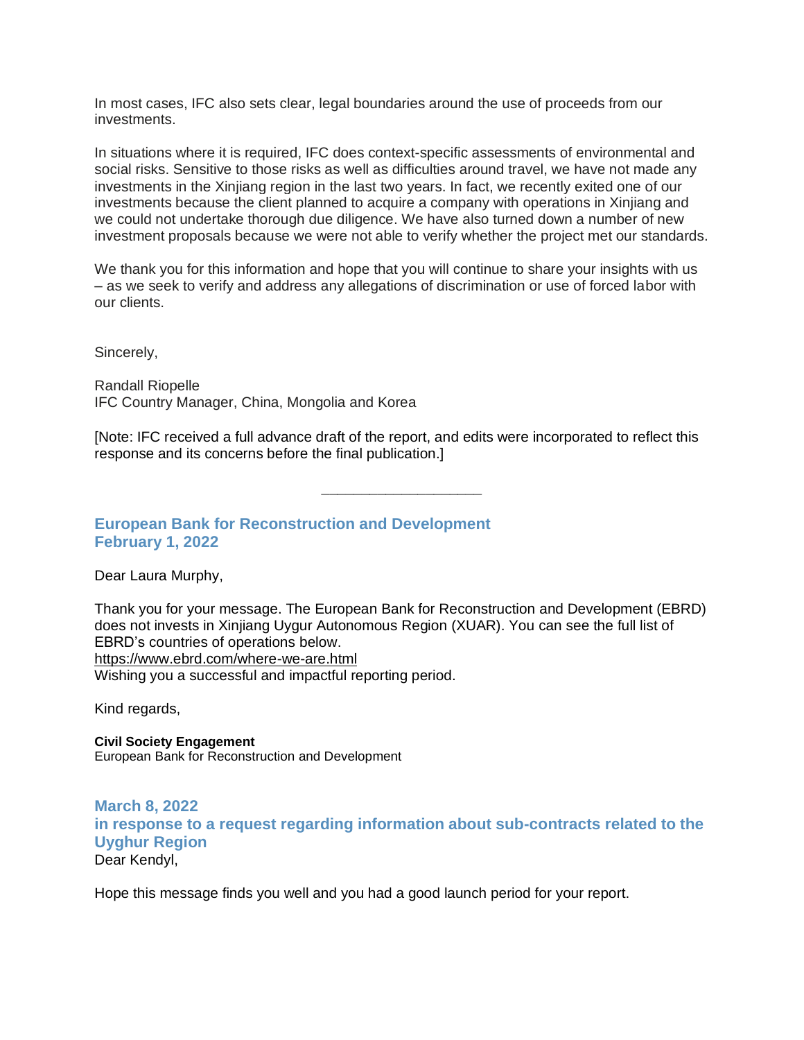In most cases, IFC also sets clear, legal boundaries around the use of proceeds from our investments.

In situations where it is required, IFC does context-specific assessments of environmental and social risks. Sensitive to those risks as well as difficulties around travel, we have not made any investments in the Xinjiang region in the last two years. In fact, we recently exited one of our investments because the client planned to acquire a company with operations in Xinjiang and we could not undertake thorough due diligence. We have also turned down a number of new investment proposals because we were not able to verify whether the project met our standards.

We thank you for this information and hope that you will continue to share your insights with us – as we seek to verify and address any allegations of discrimination or use of forced labor with our clients.

Sincerely,

Randall Riopelle
IFC Country Manager, China, Mongolia and Korea

[Note: IFC received a full advance draft of the report, and edits were incorporated to reflect this response and its concerns before the final publication.]

---

## European Bank for Reconstruction and Development
## February 1, 2022

Dear Laura Murphy,

Thank you for your message. The European Bank for Reconstruction and Development (EBRD) does not invests in Xinjiang Uygur Autonomous Region (XUAR). You can see the full list of EBRD's countries of operations below.
https://www.ebrd.com/where-we-are.html
Wishing you a successful and impactful reporting period.

Kind regards,

**Civil Society Engagement**
European Bank for Reconstruction and Development

## March 8, 2022
## in response to a request regarding information about sub-contracts related to the Uyghur Region

Dear Kendyl,

Hope this message finds you well and you had a good launch period for your report.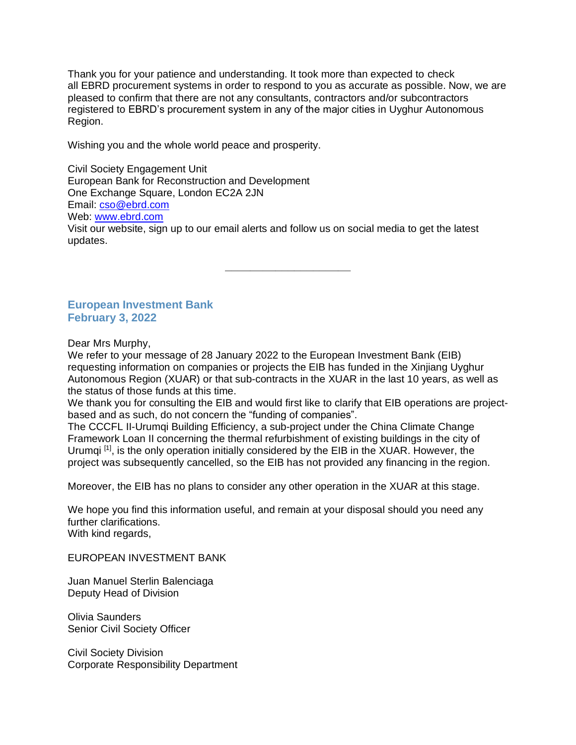Thank you for your patience and understanding. It took more than expected to check all EBRD procurement systems in order to respond to you as accurate as possible. Now, we are pleased to confirm that there are not any consultants, contractors and/or subcontractors registered to EBRD's procurement system in any of the major cities in Uyghur Autonomous Region.

Wishing you and the whole world peace and prosperity.

Civil Society Engagement Unit
European Bank for Reconstruction and Development
One Exchange Square, London EC2A 2JN
Email: cso@ebrd.com
Web: www.ebrd.com
Visit our website, sign up to our email alerts and follow us on social media to get the latest updates.

---

## European Investment Bank
## February 3, 2022

Dear Mrs Murphy,
We refer to your message of 28 January 2022 to the European Investment Bank (EIB) requesting information on companies or projects the EIB has funded in the Xinjiang Uyghur Autonomous Region (XUAR) or that sub-contracts in the XUAR in the last 10 years, as well as the status of those funds at this time.
We thank you for consulting the EIB and would first like to clarify that EIB operations are project-based and as such, do not concern the "funding of companies".
The CCCFL II-Urumqi Building Efficiency, a sub-project under the China Climate Change Framework Loan II concerning the thermal refurbishment of existing buildings in the city of Urumqi [1], is the only operation initially considered by the EIB in the XUAR. However, the project was subsequently cancelled, so the EIB has not provided any financing in the region.

Moreover, the EIB has no plans to consider any other operation in the XUAR at this stage.

We hope you find this information useful, and remain at your disposal should you need any further clarifications.
With kind regards,

EUROPEAN INVESTMENT BANK

Juan Manuel Sterlin Balenciaga
Deputy Head of Division

Olivia Saunders
Senior Civil Society Officer

Civil Society Division
Corporate Responsibility Department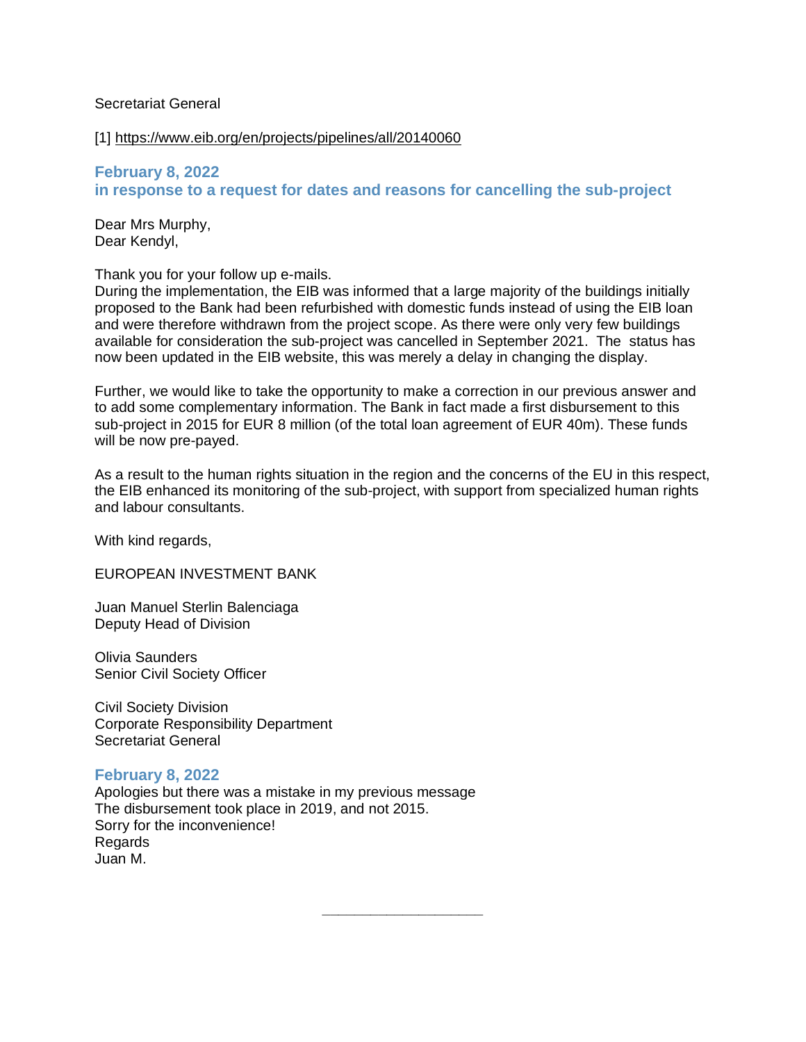Secretariat General

[1] https://www.eib.org/en/projects/pipelines/all/20140060

### February 8, 2022
### in response to a request for dates and reasons for cancelling the sub-project

Dear Mrs Murphy,
Dear Kendyl,

Thank you for your follow up e-mails.
During the implementation, the EIB was informed that a large majority of the buildings initially proposed to the Bank had been refurbished with domestic funds instead of using the EIB loan and were therefore withdrawn from the project scope. As there were only very few buildings available for consideration the sub-project was cancelled in September 2021. The status has now been updated in the EIB website, this was merely a delay in changing the display.

Further, we would like to take the opportunity to make a correction in our previous answer and to add some complementary information. The Bank in fact made a first disbursement to this sub-project in 2015 for EUR 8 million (of the total loan agreement of EUR 40m). These funds will be now pre-payed.

As a result to the human rights situation in the region and the concerns of the EU in this respect, the EIB enhanced its monitoring of the sub-project, with support from specialized human rights and labour consultants.

With kind regards,

EUROPEAN INVESTMENT BANK

Juan Manuel Sterlin Balenciaga
Deputy Head of Division

Olivia Saunders
Senior Civil Society Officer

Civil Society Division
Corporate Responsibility Department
Secretariat General

### February 8, 2022

Apologies but there was a mistake in my previous message
The disbursement took place in 2019, and not 2015.
Sorry for the inconvenience!
Regards
Juan M.

---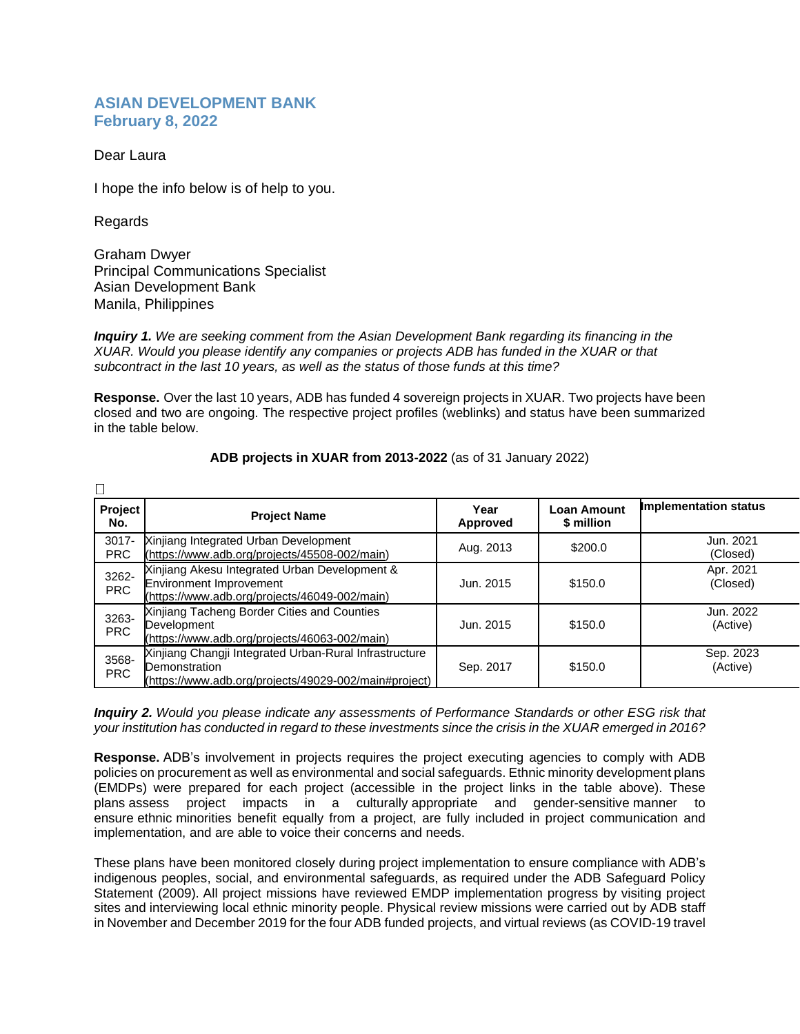**ASIAN DEVELOPMENT BANK**
**February 8, 2022**

Dear Laura

I hope the info below is of help to you.

Regards

Graham Dwyer
Principal Communications Specialist
Asian Development Bank
Manila, Philippines

***Inquiry 1.*** *We are seeking comment from the Asian Development Bank regarding its financing in the XUAR. Would you please identify any companies or projects ADB has funded in the XUAR or that subcontract in the last 10 years, as well as the status of those funds at this time?*

**Response.** Over the last 10 years, ADB has funded 4 sovereign projects in XUAR. Two projects have been closed and two are ongoing. The respective project profiles (weblinks) and status have been summarized in the table below.

**ADB projects in XUAR from 2013-2022** (as of 31 January 2022)

| Project No. | Project Name | Year Approved | Loan Amount $ million | Implementation status |
|---|---|---|---|---|
| 3017-PRC | Xinjiang Integrated Urban Development (https://www.adb.org/projects/45508-002/main) | Aug. 2013 | $200.0 | Jun. 2021 (Closed) |
| 3262-PRC | Xinjiang Akesu Integrated Urban Development & Environment Improvement (https://www.adb.org/projects/46049-002/main) | Jun. 2015 | $150.0 | Apr. 2021 (Closed) |
| 3263-PRC | Xinjiang Tacheng Border Cities and Counties Development (https://www.adb.org/projects/46063-002/main) | Jun. 2015 | $150.0 | Jun. 2022 (Active) |
| 3568-PRC | Xinjiang Changji Integrated Urban-Rural Infrastructure Demonstration (https://www.adb.org/projects/49029-002/main#project) | Sep. 2017 | $150.0 | Sep. 2023 (Active) |

***Inquiry 2.*** *Would you please indicate any assessments of Performance Standards or other ESG risk that your institution has conducted in regard to these investments since the crisis in the XUAR emerged in 2016?*

**Response.** ADB's involvement in projects requires the project executing agencies to comply with ADB policies on procurement as well as environmental and social safeguards. Ethnic minority development plans (EMDPs) were prepared for each project (accessible in the project links in the table above). These plans assess project impacts in a culturally appropriate and gender-sensitive manner to ensure ethnic minorities benefit equally from a project, are fully included in project communication and implementation, and are able to voice their concerns and needs.

These plans have been monitored closely during project implementation to ensure compliance with ADB's indigenous peoples, social, and environmental safeguards, as required under the ADB Safeguard Policy Statement (2009). All project missions have reviewed EMDP implementation progress by visiting project sites and interviewing local ethnic minority people. Physical review missions were carried out by ADB staff in November and December 2019 for the four ADB funded projects, and virtual reviews (as COVID-19 travel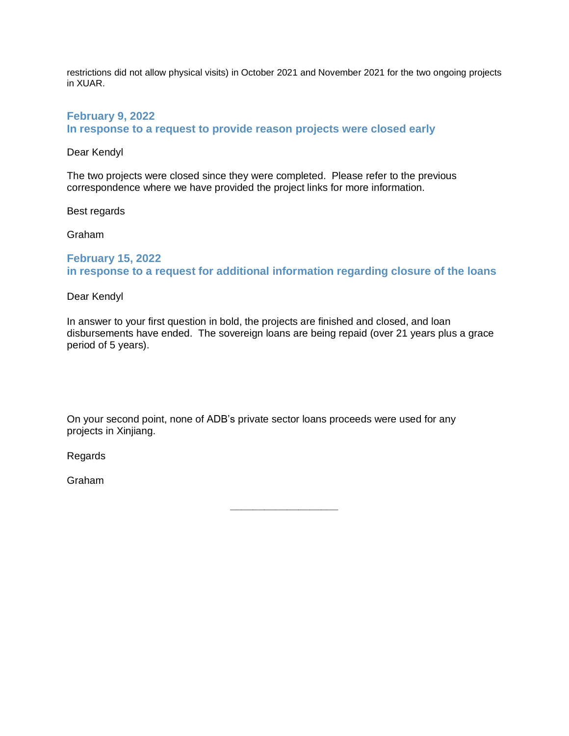restrictions did not allow physical visits) in October 2021 and November 2021 for the two ongoing projects in XUAR.

### February 9, 2022
### In response to a request to provide reason projects were closed early

Dear Kendyl

The two projects were closed since they were completed. Please refer to the previous correspondence where we have provided the project links for more information.

Best regards

Graham

### February 15, 2022
### in response to a request for additional information regarding closure of the loans

Dear Kendyl

In answer to your first question in bold, the projects are finished and closed, and loan disbursements have ended. The sovereign loans are being repaid (over 21 years plus a grace period of 5 years).

On your second point, none of ADB's private sector loans proceeds were used for any projects in Xinjiang.

Regards

Graham

---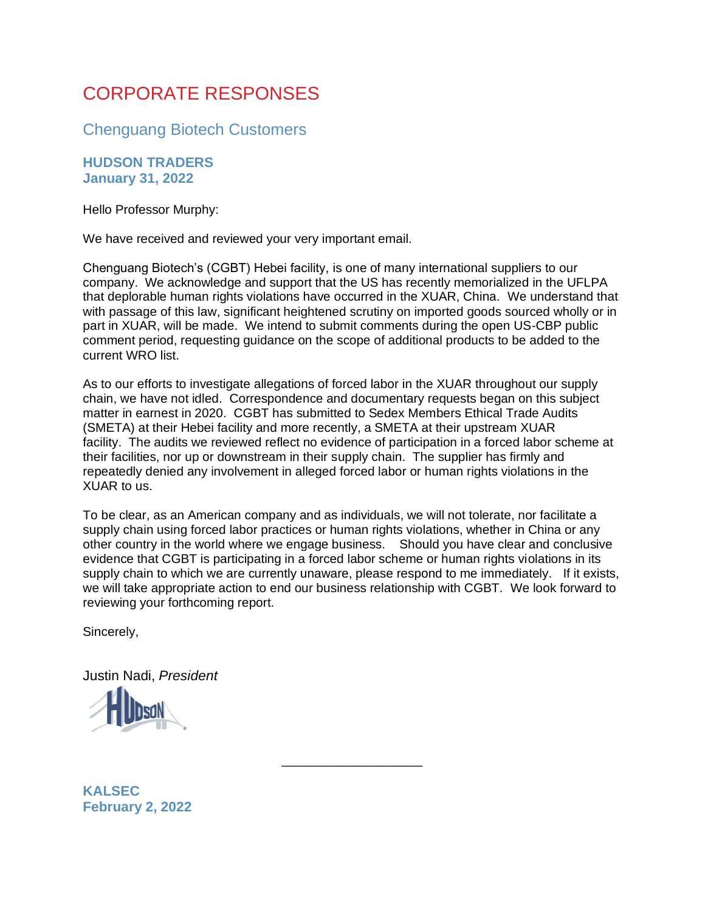# CORPORATE RESPONSES

## Chenguang Biotech Customers

### HUDSON TRADERS
### January 31, 2022

Hello Professor Murphy:

We have received and reviewed your very important email.

Chenguang Biotech's (CGBT) Hebei facility, is one of many international suppliers to our company. We acknowledge and support that the US has recently memorialized in the UFLPA that deplorable human rights violations have occurred in the XUAR, China. We understand that with passage of this law, significant heightened scrutiny on imported goods sourced wholly or in part in XUAR, will be made. We intend to submit comments during the open US-CBP public comment period, requesting guidance on the scope of additional products to be added to the current WRO list.

As to our efforts to investigate allegations of forced labor in the XUAR throughout our supply chain, we have not idled. Correspondence and documentary requests began on this subject matter in earnest in 2020. CGBT has submitted to Sedex Members Ethical Trade Audits (SMETA) at their Hebei facility and more recently, a SMETA at their upstream XUAR facility. The audits we reviewed reflect no evidence of participation in a forced labor scheme at their facilities, nor up or downstream in their supply chain. The supplier has firmly and repeatedly denied any involvement in alleged forced labor or human rights violations in the XUAR to us.

To be clear, as an American company and as individuals, we will not tolerate, nor facilitate a supply chain using forced labor practices or human rights violations, whether in China or any other country in the world where we engage business. Should you have clear and conclusive evidence that CGBT is participating in a forced labor scheme or human rights violations in its supply chain to which we are currently unaware, please respond to me immediately. If it exists, we will take appropriate action to end our business relationship with CGBT. We look forward to reviewing your forthcoming report.

Sincerely,

Justin Nadi, *President*

HUDSON

---

### KALSEC
### February 2, 2022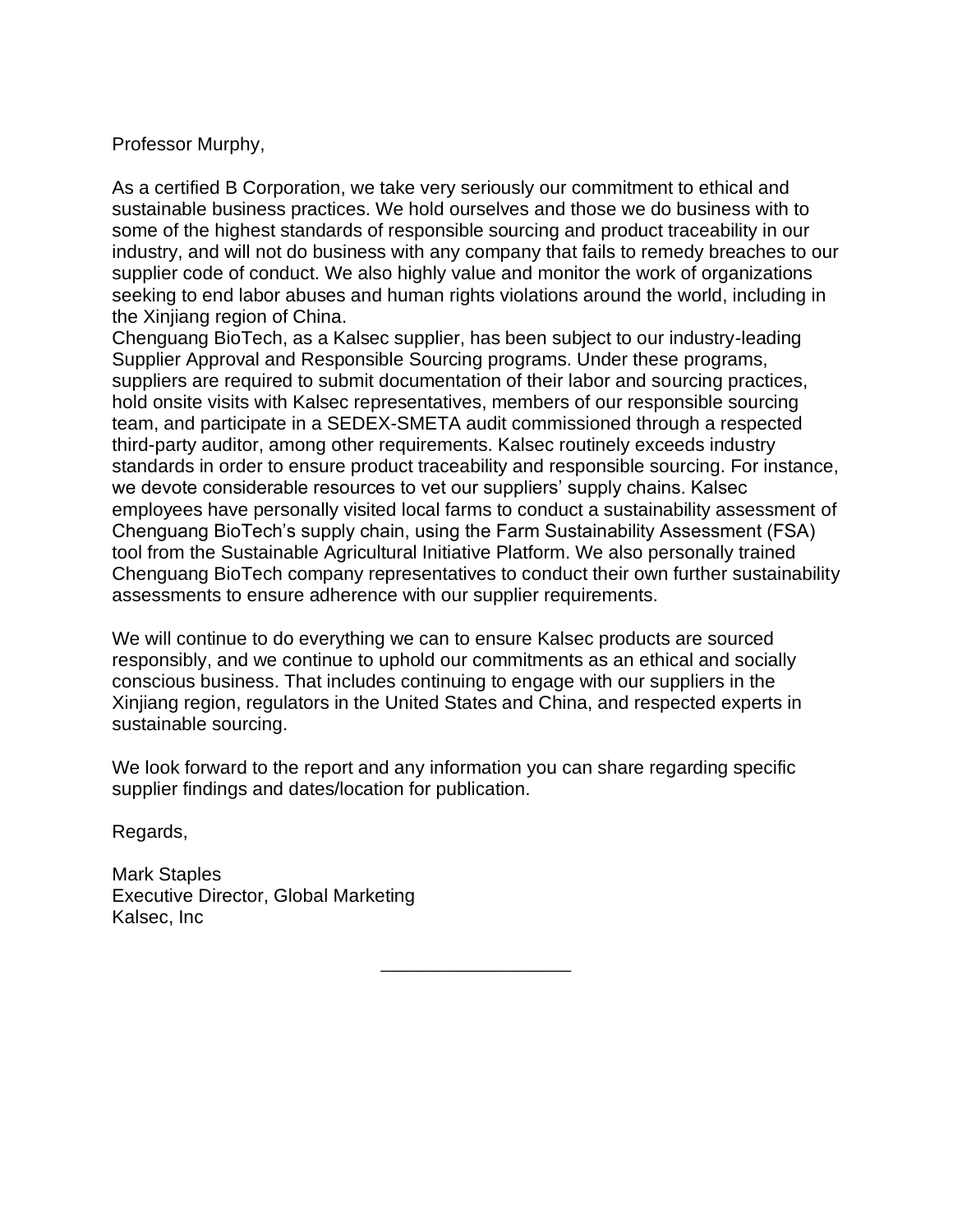Professor Murphy,

As a certified B Corporation, we take very seriously our commitment to ethical and sustainable business practices. We hold ourselves and those we do business with to some of the highest standards of responsible sourcing and product traceability in our industry, and will not do business with any company that fails to remedy breaches to our supplier code of conduct. We also highly value and monitor the work of organizations seeking to end labor abuses and human rights violations around the world, including in the Xinjiang region of China.

Chenguang BioTech, as a Kalsec supplier, has been subject to our industry-leading Supplier Approval and Responsible Sourcing programs. Under these programs, suppliers are required to submit documentation of their labor and sourcing practices, hold onsite visits with Kalsec representatives, members of our responsible sourcing team, and participate in a SEDEX-SMETA audit commissioned through a respected third-party auditor, among other requirements. Kalsec routinely exceeds industry standards in order to ensure product traceability and responsible sourcing. For instance, we devote considerable resources to vet our suppliers' supply chains. Kalsec employees have personally visited local farms to conduct a sustainability assessment of Chenguang BioTech's supply chain, using the Farm Sustainability Assessment (FSA) tool from the Sustainable Agricultural Initiative Platform. We also personally trained Chenguang BioTech company representatives to conduct their own further sustainability assessments to ensure adherence with our supplier requirements.

We will continue to do everything we can to ensure Kalsec products are sourced responsibly, and we continue to uphold our commitments as an ethical and socially conscious business. That includes continuing to engage with our suppliers in the Xinjiang region, regulators in the United States and China, and respected experts in sustainable sourcing.

We look forward to the report and any information you can share regarding specific supplier findings and dates/location for publication.

Regards,

Mark Staples
Executive Director, Global Marketing
Kalsec, Inc

___________________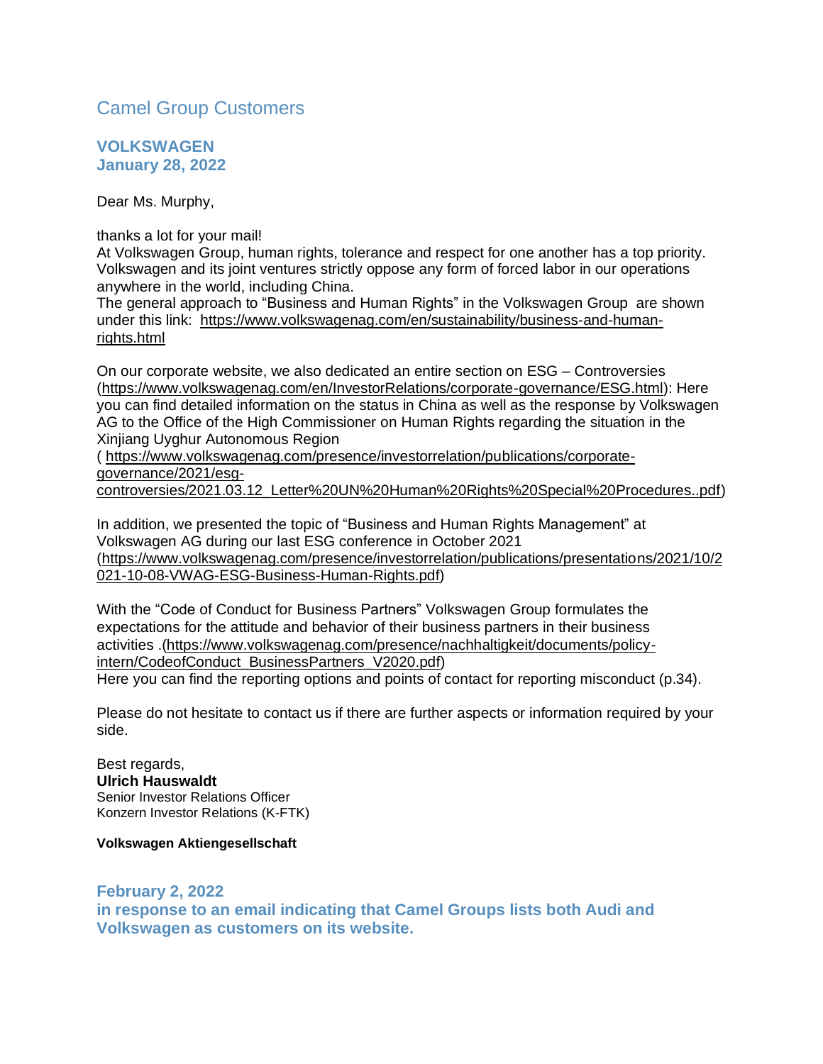# Camel Group Customers

## VOLKSWAGEN
## January 28, 2022

Dear Ms. Murphy,

thanks a lot for your mail!
At Volkswagen Group, human rights, tolerance and respect for one another has a top priority. Volkswagen and its joint ventures strictly oppose any form of forced labor in our operations anywhere in the world, including China.
The general approach to "Business and Human Rights" in the Volkswagen Group are shown under this link: https://www.volkswagenag.com/en/sustainability/business-and-human-rights.html

On our corporate website, we also dedicated an entire section on ESG – Controversies (https://www.volkswagenag.com/en/InvestorRelations/corporate-governance/ESG.html): Here you can find detailed information on the status in China as well as the response by Volkswagen AG to the Office of the High Commissioner on Human Rights regarding the situation in the Xinjiang Uyghur Autonomous Region
( https://www.volkswagenag.com/presence/investorrelation/publications/corporate-governance/2021/esg-controversies/2021.03.12_Letter%20UN%20Human%20Rights%20Special%20Procedures..pdf)

In addition, we presented the topic of "Business and Human Rights Management" at Volkswagen AG during our last ESG conference in October 2021 (https://www.volkswagenag.com/presence/investorrelation/publications/presentations/2021/10/2021-10-08-VWAG-ESG-Business-Human-Rights.pdf)

With the "Code of Conduct for Business Partners" Volkswagen Group formulates the expectations for the attitude and behavior of their business partners in their business activities .(https://www.volkswagenag.com/presence/nachhaltigkeit/documents/policy-intern/CodeofConduct_BusinessPartners_V2020.pdf)
Here you can find the reporting options and points of contact for reporting misconduct (p.34).

Please do not hesitate to contact us if there are further aspects or information required by your side.

Best regards,
**Ulrich Hauswaldt**
Senior Investor Relations Officer
Konzern Investor Relations (K-FTK)

**Volkswagen Aktiengesellschaft**

## February 2, 2022
## in response to an email indicating that Camel Groups lists both Audi and Volkswagen as customers on its website.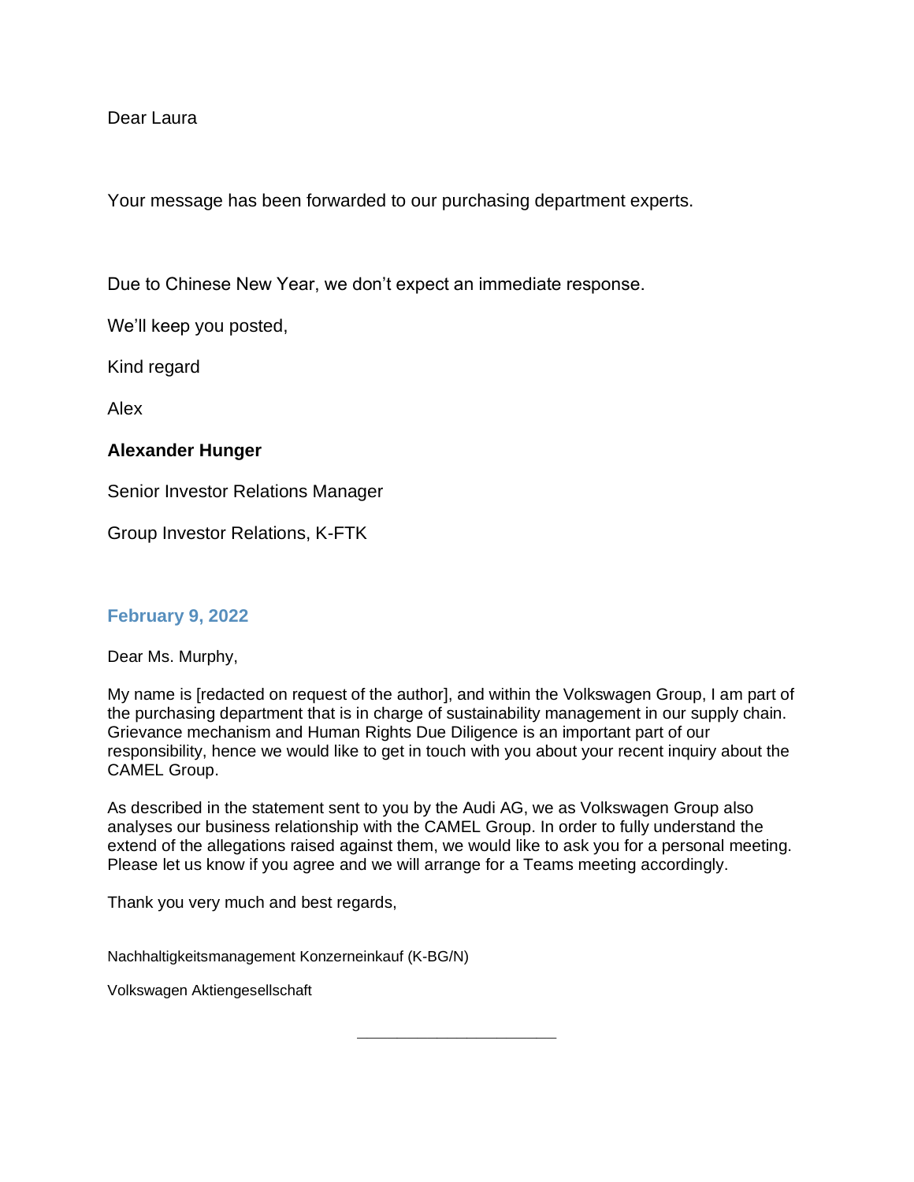Dear Laura

Your message has been forwarded to our purchasing department experts.

Due to Chinese New Year, we don't expect an immediate response.

We'll keep you posted,

Kind regard

Alex

**Alexander Hunger**

Senior Investor Relations Manager

Group Investor Relations, K-FTK

### February 9, 2022

Dear Ms. Murphy,

My name is [redacted on request of the author], and within the Volkswagen Group, I am part of the purchasing department that is in charge of sustainability management in our supply chain. Grievance mechanism and Human Rights Due Diligence is an important part of our responsibility, hence we would like to get in touch with you about your recent inquiry about the CAMEL Group.

As described in the statement sent to you by the Audi AG, we as Volkswagen Group also analyses our business relationship with the CAMEL Group. In order to fully understand the extend of the allegations raised against them, we would like to ask you for a personal meeting. Please let us know if you agree and we will arrange for a Teams meeting accordingly.

Thank you very much and best regards,

Nachhaltigkeitsmanagement Konzerneinkauf (K-BG/N)

Volkswagen Aktiengesellschaft

---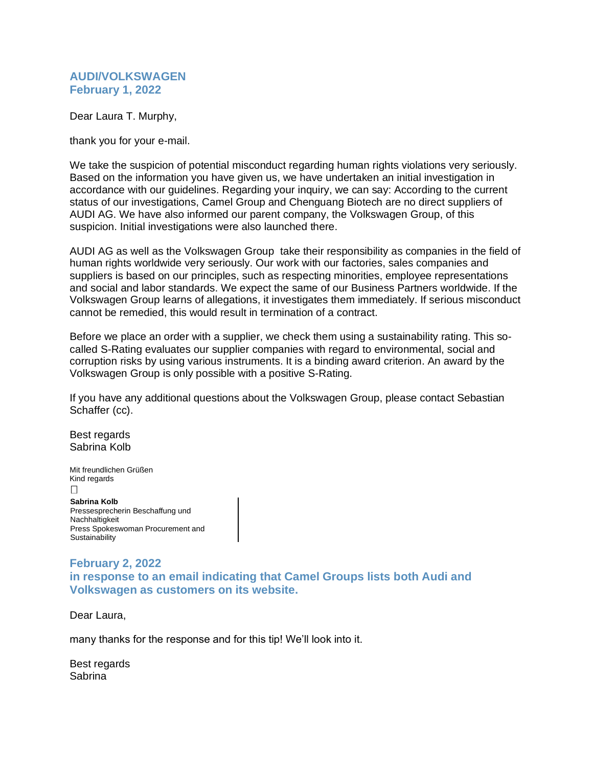### AUDI/VOLKSWAGEN
### February 1, 2022

Dear Laura T. Murphy,

thank you for your e-mail.

We take the suspicion of potential misconduct regarding human rights violations very seriously. Based on the information you have given us, we have undertaken an initial investigation in accordance with our guidelines. Regarding your inquiry, we can say: According to the current status of our investigations, Camel Group and Chenguang Biotech are no direct suppliers of AUDI AG. We have also informed our parent company, the Volkswagen Group, of this suspicion. Initial investigations were also launched there.

AUDI AG as well as the Volkswagen Group take their responsibility as companies in the field of human rights worldwide very seriously. Our work with our factories, sales companies and suppliers is based on our principles, such as respecting minorities, employee representations and social and labor standards. We expect the same of our Business Partners worldwide. If the Volkswagen Group learns of allegations, it investigates them immediately. If serious misconduct cannot be remedied, this would result in termination of a contract.

Before we place an order with a supplier, we check them using a sustainability rating. This so-called S-Rating evaluates our supplier companies with regard to environmental, social and corruption risks by using various instruments. It is a binding award criterion. An award by the Volkswagen Group is only possible with a positive S-Rating.

If you have any additional questions about the Volkswagen Group, please contact Sebastian Schaffer (cc).

Best regards
Sabrina Kolb

Mit freundlichen Grüßen
Kind regards

**Sabrina Kolb**
Pressesprecherin Beschaffung und Nachhaltigkeit
Press Spokeswoman Procurement and Sustainability

### February 2, 2022
### in response to an email indicating that Camel Groups lists both Audi and Volkswagen as customers on its website.

Dear Laura,

many thanks for the response and for this tip! We'll look into it.

Best regards
Sabrina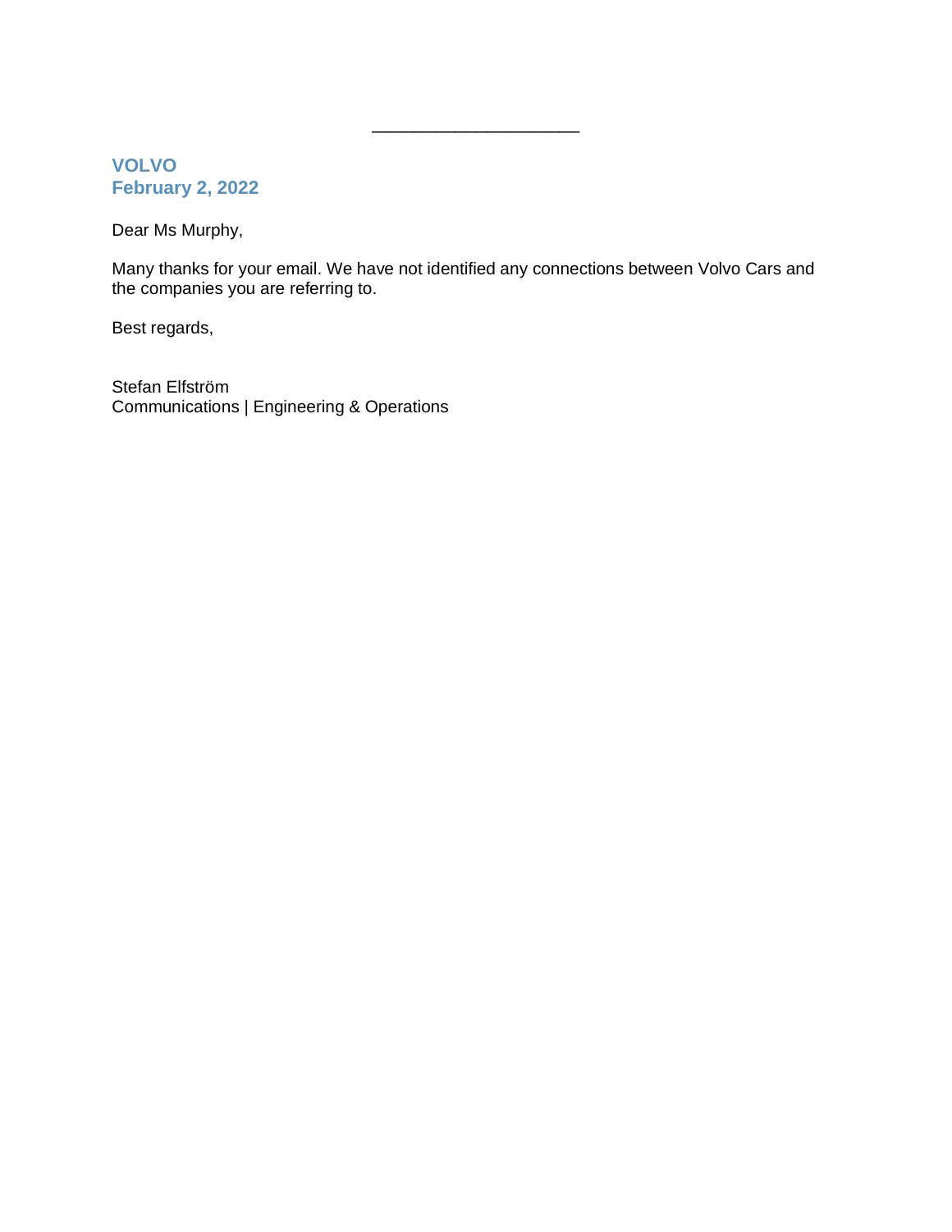---

**VOLVO**
**February 2, 2022**

Dear Ms Murphy,

Many thanks for your email. We have not identified any connections between Volvo Cars and the companies you are referring to.

Best regards,

Stefan Elfström
Communications | Engineering & Operations